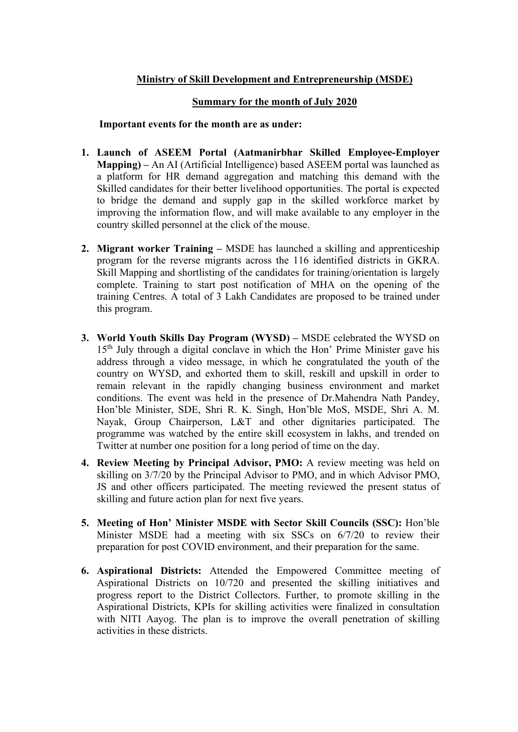**Ministry of Skill Development and Entrepreneurship (MSDE)**

**Summary for the month of July 2020**

**Important events for the month are as under:**

1. **Launch of ASEEM Portal (Aatmanirbhar Skilled Employee-Employer Mapping) –** An AI (Artificial Intelligence) based ASEEM portal was launched as a platform for HR demand aggregation and matching this demand with the Skilled candidates for their better livelihood opportunities. The portal is expected to bridge the demand and supply gap in the skilled workforce market by improving the information flow, and will make available to any employer in the country skilled personnel at the click of the mouse.

2. **Migrant worker Training –** MSDE has launched a skilling and apprenticeship program for the reverse migrants across the 116 identified districts in GKRA. Skill Mapping and shortlisting of the candidates for training/orientation is largely complete. Training to start post notification of MHA on the opening of the training Centres. A total of 3 Lakh Candidates are proposed to be trained under this program.

3. **World Youth Skills Day Program (WYSD) –** MSDE celebrated the WYSD on 15th July through a digital conclave in which the Hon' Prime Minister gave his address through a video message, in which he congratulated the youth of the country on WYSD, and exhorted them to skill, reskill and upskill in order to remain relevant in the rapidly changing business environment and market conditions. The event was held in the presence of Dr.Mahendra Nath Pandey, Hon'ble Minister, SDE, Shri R. K. Singh, Hon'ble MoS, MSDE, Shri A. M. Nayak, Group Chairperson, L&T and other dignitaries participated. The programme was watched by the entire skill ecosystem in lakhs, and trended on Twitter at number one position for a long period of time on the day.

4. **Review Meeting by Principal Advisor, PMO:** A review meeting was held on skilling on 3/7/20 by the Principal Advisor to PMO, and in which Advisor PMO, JS and other officers participated. The meeting reviewed the present status of skilling and future action plan for next five years.

5. **Meeting of Hon' Minister MSDE with Sector Skill Councils (SSC):** Hon'ble Minister MSDE had a meeting with six SSCs on 6/7/20 to review their preparation for post COVID environment, and their preparation for the same.

6. **Aspirational Districts:** Attended the Empowered Committee meeting of Aspirational Districts on 10/720 and presented the skilling initiatives and progress report to the District Collectors. Further, to promote skilling in the Aspirational Districts, KPIs for skilling activities were finalized in consultation with NITI Aayog. The plan is to improve the overall penetration of skilling activities in these districts.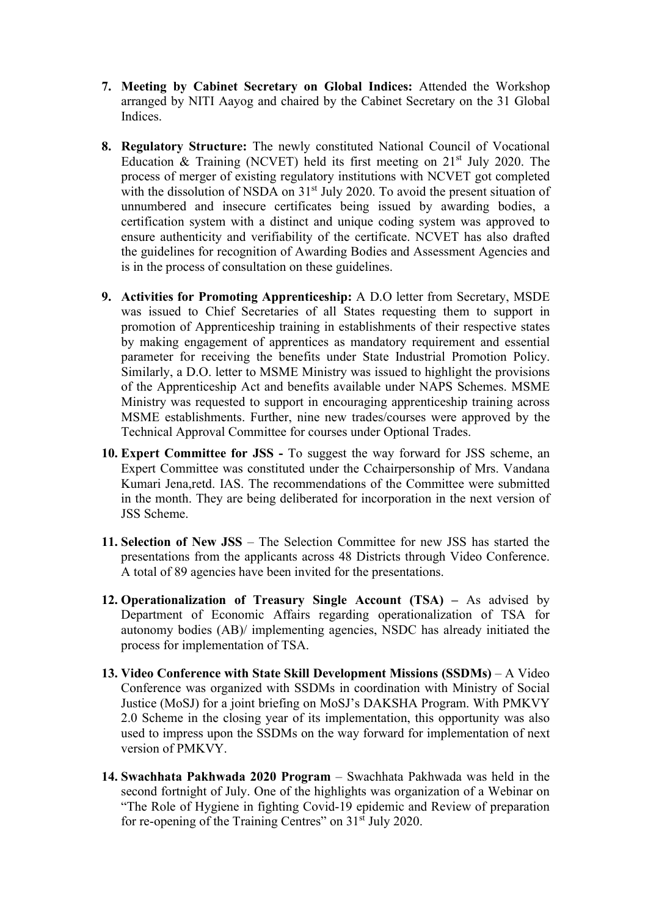7. **Meeting by Cabinet Secretary on Global Indices:** Attended the Workshop arranged by NITI Aayog and chaired by the Cabinet Secretary on the 31 Global Indices.

8. **Regulatory Structure:** The newly constituted National Council of Vocational Education & Training (NCVET) held its first meeting on 21st July 2020. The process of merger of existing regulatory institutions with NCVET got completed with the dissolution of NSDA on 31st July 2020. To avoid the present situation of unnumbered and insecure certificates being issued by awarding bodies, a certification system with a distinct and unique coding system was approved to ensure authenticity and verifiability of the certificate. NCVET has also drafted the guidelines for recognition of Awarding Bodies and Assessment Agencies and is in the process of consultation on these guidelines.

9. **Activities for Promoting Apprenticeship:** A D.O letter from Secretary, MSDE was issued to Chief Secretaries of all States requesting them to support in promotion of Apprenticeship training in establishments of their respective states by making engagement of apprentices as mandatory requirement and essential parameter for receiving the benefits under State Industrial Promotion Policy. Similarly, a D.O. letter to MSME Ministry was issued to highlight the provisions of the Apprenticeship Act and benefits available under NAPS Schemes. MSME Ministry was requested to support in encouraging apprenticeship training across MSME establishments. Further, nine new trades/courses were approved by the Technical Approval Committee for courses under Optional Trades.

10. **Expert Committee for JSS -** To suggest the way forward for JSS scheme, an Expert Committee was constituted under the Cchairpersonship of Mrs. Vandana Kumari Jena,retd. IAS. The recommendations of the Committee were submitted in the month. They are being deliberated for incorporation in the next version of JSS Scheme.

11. **Selection of New JSS** – The Selection Committee for new JSS has started the presentations from the applicants across 48 Districts through Video Conference. A total of 89 agencies have been invited for the presentations.

12. **Operationalization of Treasury Single Account (TSA) –** As advised by Department of Economic Affairs regarding operationalization of TSA for autonomy bodies (AB)/ implementing agencies, NSDC has already initiated the process for implementation of TSA.

13. **Video Conference with State Skill Development Missions (SSDMs)** – A Video Conference was organized with SSDMs in coordination with Ministry of Social Justice (MoSJ) for a joint briefing on MoSJ's DAKSHA Program. With PMKVY 2.0 Scheme in the closing year of its implementation, this opportunity was also used to impress upon the SSDMs on the way forward for implementation of next version of PMKVY.

14. **Swachhata Pakhwada 2020 Program** – Swachhata Pakhwada was held in the second fortnight of July. One of the highlights was organization of a Webinar on "The Role of Hygiene in fighting Covid-19 epidemic and Review of preparation for re-opening of the Training Centres" on 31st July 2020.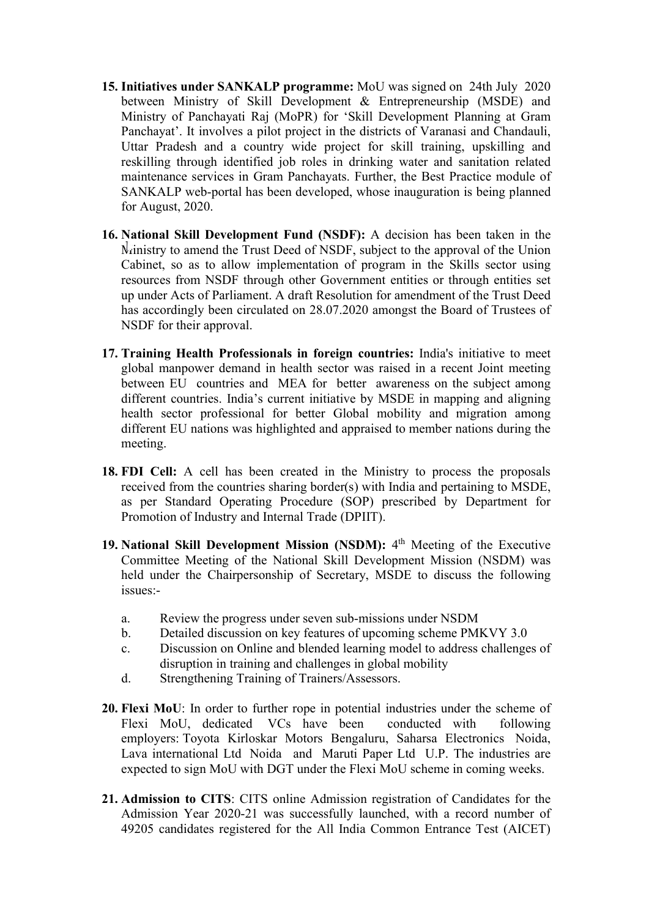15. **Initiatives under SANKALP programme:** MoU was signed on 24th July 2020 between Ministry of Skill Development & Entrepreneurship (MSDE) and Ministry of Panchayati Raj (MoPR) for 'Skill Development Planning at Gram Panchayat'. It involves a pilot project in the districts of Varanasi and Chandauli, Uttar Pradesh and a country wide project for skill training, upskilling and reskilling through identified job roles in drinking water and sanitation related maintenance services in Gram Panchayats. Further, the Best Practice module of SANKALP web-portal has been developed, whose inauguration is being planned for August, 2020.

16. **National Skill Development Fund (NSDF):** A decision has been taken in the Ministry to amend the Trust Deed of NSDF, subject to the approval of the Union Cabinet, so as to allow implementation of program in the Skills sector using resources from NSDF through other Government entities or through entities set up under Acts of Parliament. A draft Resolution for amendment of the Trust Deed has accordingly been circulated on 28.07.2020 amongst the Board of Trustees of NSDF for their approval.

17. **Training Health Professionals in foreign countries:** India's initiative to meet global manpower demand in health sector was raised in a recent Joint meeting between EU countries and MEA for better awareness on the subject among different countries. India's current initiative by MSDE in mapping and aligning health sector professional for better Global mobility and migration among different EU nations was highlighted and appraised to member nations during the meeting.

18. **FDI Cell:** A cell has been created in the Ministry to process the proposals received from the countries sharing border(s) with India and pertaining to MSDE, as per Standard Operating Procedure (SOP) prescribed by Department for Promotion of Industry and Internal Trade (DPIIT).

19. **National Skill Development Mission (NSDM):** 4th Meeting of the Executive Committee Meeting of the National Skill Development Mission (NSDM) was held under the Chairpersonship of Secretary, MSDE to discuss the following issues:-

    a. Review the progress under seven sub-missions under NSDM
    b. Detailed discussion on key features of upcoming scheme PMKVY 3.0
    c. Discussion on Online and blended learning model to address challenges of disruption in training and challenges in global mobility
    d. Strengthening Training of Trainers/Assessors.

20. **Flexi MoU**: In order to further rope in potential industries under the scheme of Flexi MoU, dedicated VCs have been conducted with following employers: Toyota Kirloskar Motors Bengaluru, Saharsa Electronics Noida, Lava international Ltd Noida and Maruti Paper Ltd U.P. The industries are expected to sign MoU with DGT under the Flexi MoU scheme in coming weeks.

21. **Admission to CITS**: CITS online Admission registration of Candidates for the Admission Year 2020-21 was successfully launched, with a record number of 49205 candidates registered for the All India Common Entrance Test (AICET)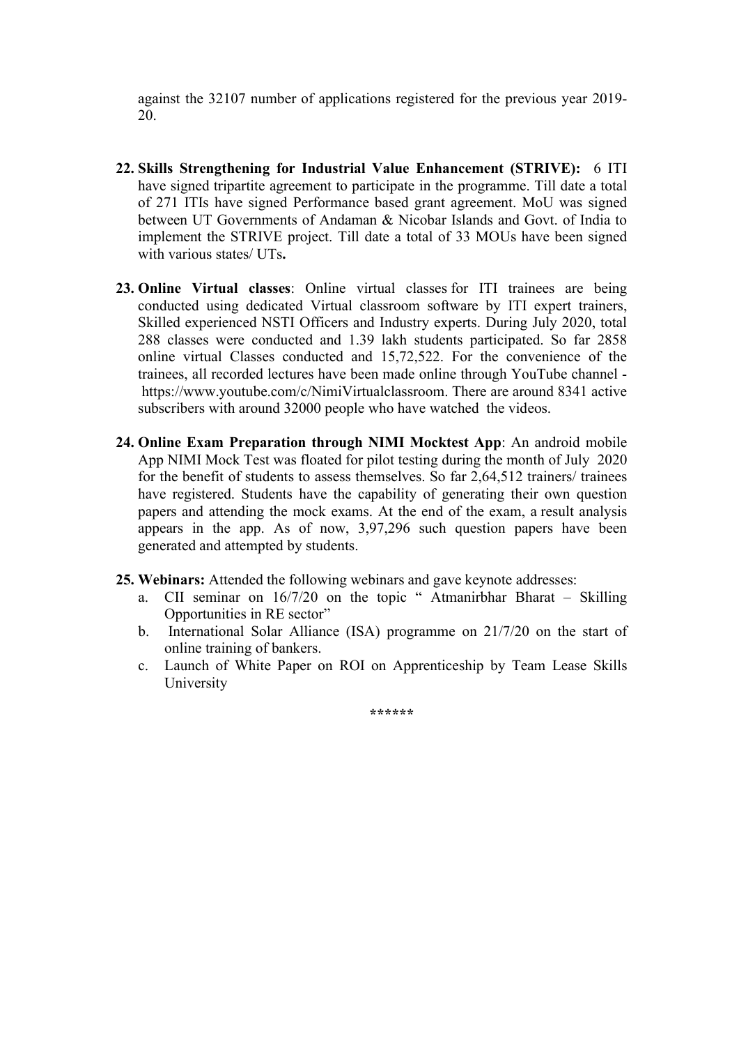against the 32107 number of applications registered for the previous year 2019-20.

22. **Skills Strengthening for Industrial Value Enhancement (STRIVE):** 6 ITI have signed tripartite agreement to participate in the programme. Till date a total of 271 ITIs have signed Performance based grant agreement. MoU was signed between UT Governments of Andaman & Nicobar Islands and Govt. of India to implement the STRIVE project. Till date a total of 33 MOUs have been signed with various states/ UTs**.**

23. **Online Virtual classes**: Online virtual classes for ITI trainees are being conducted using dedicated Virtual classroom software by ITI expert trainers, Skilled experienced NSTI Officers and Industry experts. During July 2020, total 288 classes were conducted and 1.39 lakh students participated. So far 2858 online virtual Classes conducted and 15,72,522. For the convenience of the trainees, all recorded lectures have been made online through YouTube channel - https://www.youtube.com/c/NimiVirtualclassroom. There are around 8341 active subscribers with around 32000 people who have watched the videos.

24. **Online Exam Preparation through NIMI Mocktest App**: An android mobile App NIMI Mock Test was floated for pilot testing during the month of July 2020 for the benefit of students to assess themselves. So far 2,64,512 trainers/ trainees have registered. Students have the capability of generating their own question papers and attending the mock exams. At the end of the exam, a result analysis appears in the app. As of now, 3,97,296 such question papers have been generated and attempted by students.

25. **Webinars:** Attended the following webinars and gave keynote addresses:
    a. CII seminar on 16/7/20 on the topic " Atmanirbhar Bharat – Skilling Opportunities in RE sector"
    b. International Solar Alliance (ISA) programme on 21/7/20 on the start of online training of bankers.
    c. Launch of White Paper on ROI on Apprenticeship by Team Lease Skills University

******